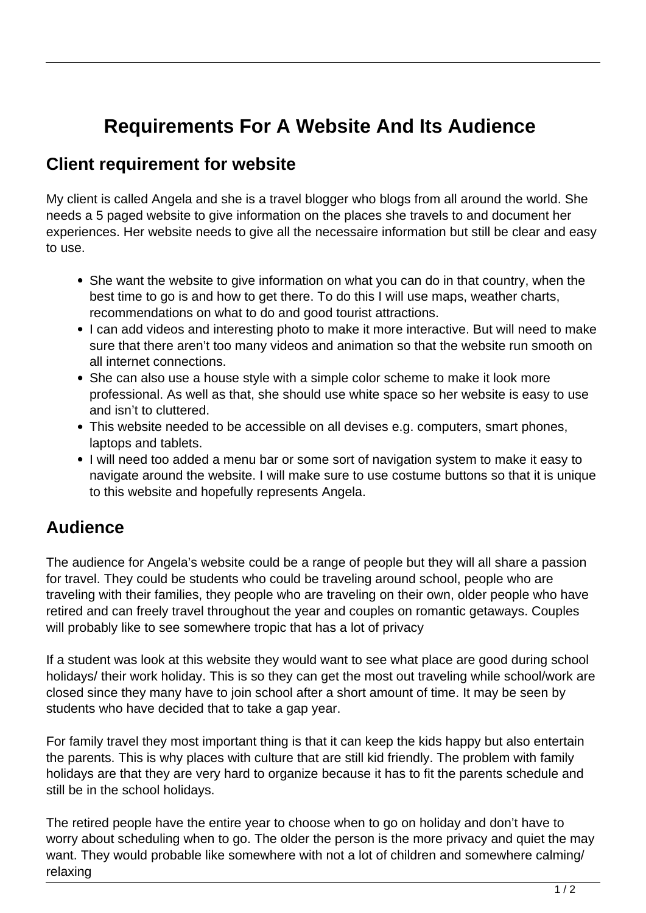# Requirements For A Website And Its Audience

## Client requirement for website

My client is called Angela and she is a travel blogger who blogs from all around the world. She needs a 5 paged website to give information on the places she travels to and document her experiences. Her website needs to give all the necessaire information but still be clear and easy to use.

- She want the website to give information on what you can do in that country, when the best time to go is and how to get there. To do this I will use maps, weather charts, recommendations on what to do and good tourist attractions.
- I can add videos and interesting photo to make it more interactive. But will need to make sure that there aren't too many videos and animation so that the website run smooth on all internet connections.
- She can also use a house style with a simple color scheme to make it look more professional. As well as that, she should use white space so her website is easy to use and isn't to cluttered.
- This website needed to be accessible on all devises e.g. computers, smart phones, laptops and tablets.
- I will need too added a menu bar or some sort of navigation system to make it easy to navigate around the website. I will make sure to use costume buttons so that it is unique to this website and hopefully represents Angela.

## Audience

The audience for Angela's website could be a range of people but they will all share a passion for travel. They could be students who could be traveling around school, people who are traveling with their families, they people who are traveling on their own, older people who have retired and can freely travel throughout the year and couples on romantic getaways. Couples will probably like to see somewhere tropic that has a lot of privacy

If a student was look at this website they would want to see what place are good during school holidays/ their work holiday. This is so they can get the most out traveling while school/work are closed since they many have to join school after a short amount of time. It may be seen by students who have decided that to take a gap year.

For family travel they most important thing is that it can keep the kids happy but also entertain the parents. This is why places with culture that are still kid friendly. The problem with family holidays are that they are very hard to organize because it has to fit the parents schedule and still be in the school holidays.

The retired people have the entire year to choose when to go on holiday and don't have to worry about scheduling when to go. The older the person is the more privacy and quiet the may want. They would probable like somewhere with not a lot of children and somewhere calming/ relaxing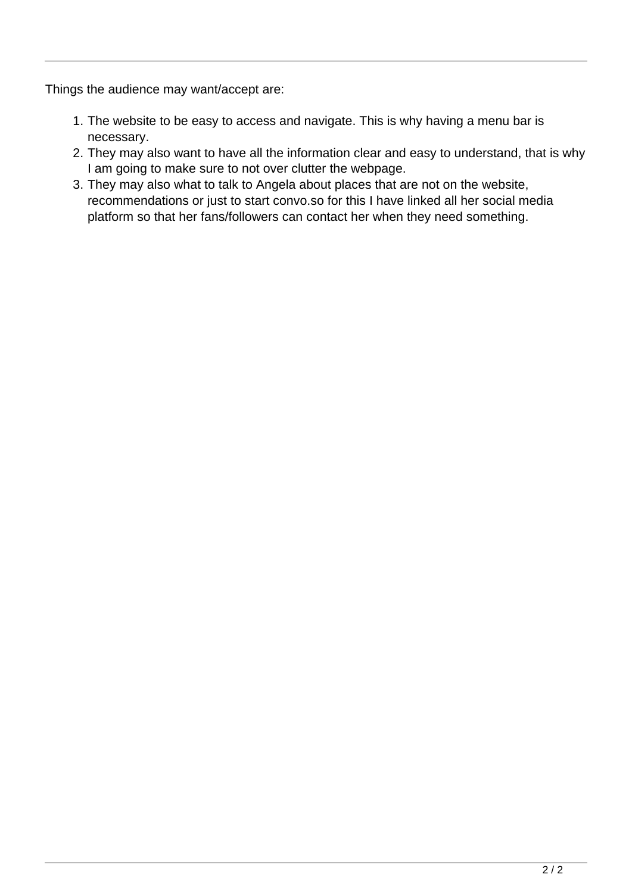Things the audience may want/accept are:

1. The website to be easy to access and navigate. This is why having a menu bar is necessary.
2. They may also want to have all the information clear and easy to understand, that is why I am going to make sure to not over clutter the webpage.
3. They may also what to talk to Angela about places that are not on the website, recommendations or just to start convo.so for this I have linked all her social media platform so that her fans/followers can contact her when they need something.